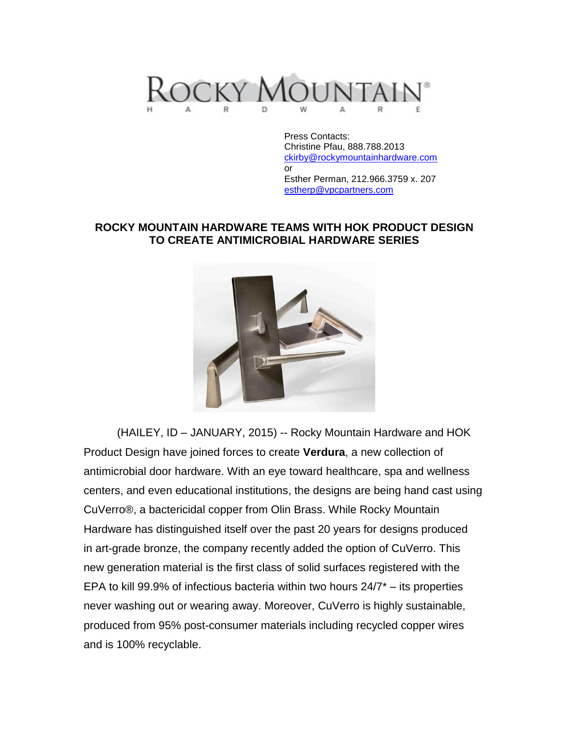ROCKY MOUNTAIN®
HARDWARE

Press Contacts:
Christine Pfau, 888.788.2013
ckirby@rockymountainhardware.com
or
Esther Perman, 212.966.3759 x. 207
estherp@vpcpartners.com

## ROCKY MOUNTAIN HARDWARE TEAMS WITH HOK PRODUCT DESIGN TO CREATE ANTIMICROBIAL HARDWARE SERIES

(HAILEY, ID – JANUARY, 2015) -- Rocky Mountain Hardware and HOK Product Design have joined forces to create **Verdura**, a new collection of antimicrobial door hardware. With an eye toward healthcare, spa and wellness centers, and even educational institutions, the designs are being hand cast using CuVerro®, a bactericidal copper from Olin Brass. While Rocky Mountain Hardware has distinguished itself over the past 20 years for designs produced in art-grade bronze, the company recently added the option of CuVerro. This new generation material is the first class of solid surfaces registered with the EPA to kill 99.9% of infectious bacteria within two hours 24/7* – its properties never washing out or wearing away. Moreover, CuVerro is highly sustainable, produced from 95% post-consumer materials including recycled copper wires and is 100% recyclable.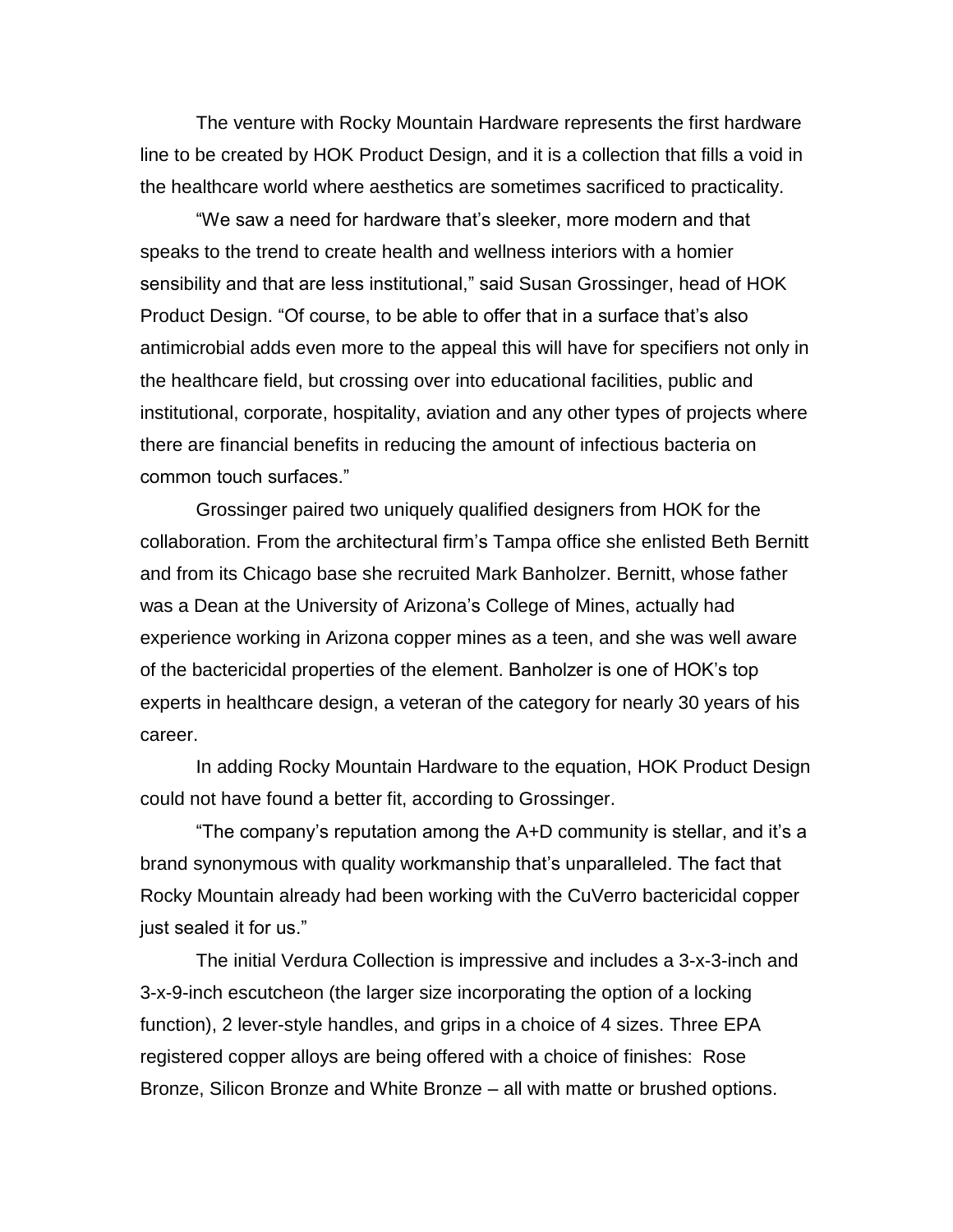The venture with Rocky Mountain Hardware represents the first hardware line to be created by HOK Product Design, and it is a collection that fills a void in the healthcare world where aesthetics are sometimes sacrificed to practicality.

"We saw a need for hardware that's sleeker, more modern and that speaks to the trend to create health and wellness interiors with a homier sensibility and that are less institutional," said Susan Grossinger, head of HOK Product Design. "Of course, to be able to offer that in a surface that's also antimicrobial adds even more to the appeal this will have for specifiers not only in the healthcare field, but crossing over into educational facilities, public and institutional, corporate, hospitality, aviation and any other types of projects where there are financial benefits in reducing the amount of infectious bacteria on common touch surfaces."

Grossinger paired two uniquely qualified designers from HOK for the collaboration. From the architectural firm's Tampa office she enlisted Beth Bernitt and from its Chicago base she recruited Mark Banholzer. Bernitt, whose father was a Dean at the University of Arizona's College of Mines, actually had experience working in Arizona copper mines as a teen, and she was well aware of the bactericidal properties of the element. Banholzer is one of HOK's top experts in healthcare design, a veteran of the category for nearly 30 years of his career.

In adding Rocky Mountain Hardware to the equation, HOK Product Design could not have found a better fit, according to Grossinger.

"The company's reputation among the A+D community is stellar, and it's a brand synonymous with quality workmanship that's unparalleled. The fact that Rocky Mountain already had been working with the CuVerro bactericidal copper just sealed it for us."

The initial Verdura Collection is impressive and includes a 3-x-3-inch and 3-x-9-inch escutcheon (the larger size incorporating the option of a locking function), 2 lever-style handles, and grips in a choice of 4 sizes. Three EPA registered copper alloys are being offered with a choice of finishes: Rose Bronze, Silicon Bronze and White Bronze – all with matte or brushed options.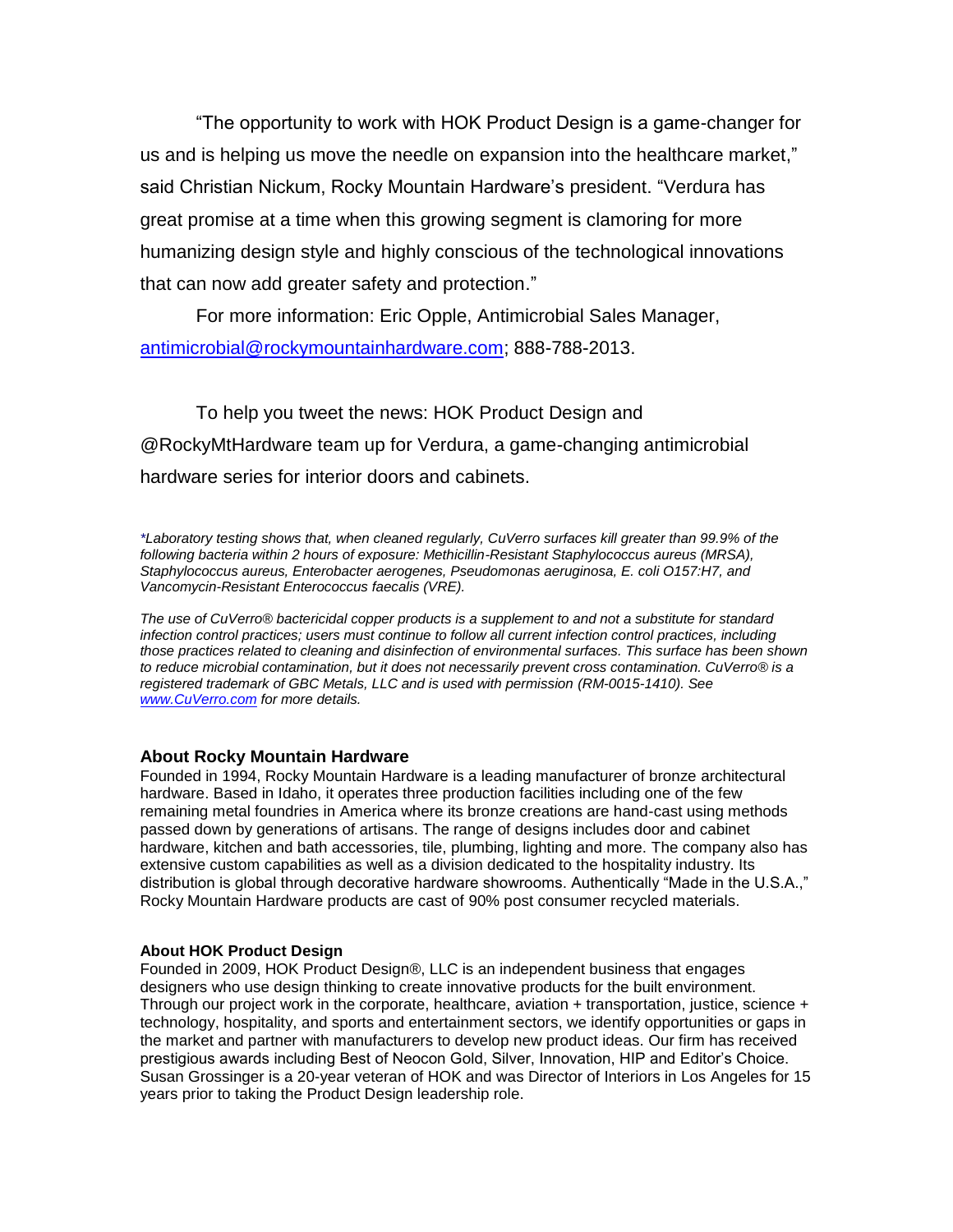"The opportunity to work with HOK Product Design is a game-changer for us and is helping us move the needle on expansion into the healthcare market," said Christian Nickum, Rocky Mountain Hardware's president. "Verdura has great promise at a time when this growing segment is clamoring for more humanizing design style and highly conscious of the technological innovations that can now add greater safety and protection."

For more information: Eric Opple, Antimicrobial Sales Manager, [antimicrobial@rockymountainhardware.com](mailto:antimicrobial@rockymountainhardware.com); 888-788-2013.

To help you tweet the news: HOK Product Design and @RockyMtHardware team up for Verdura, a game-changing antimicrobial hardware series for interior doors and cabinets.

*\*Laboratory testing shows that, when cleaned regularly, CuVerro surfaces kill greater than 99.9% of the following bacteria within 2 hours of exposure: Methicillin-Resistant Staphylococcus aureus (MRSA), Staphylococcus aureus, Enterobacter aerogenes, Pseudomonas aeruginosa, E. coli O157:H7, and Vancomycin-Resistant Enterococcus faecalis (VRE).*

*The use of CuVerro® bactericidal copper products is a supplement to and not a substitute for standard infection control practices; users must continue to follow all current infection control practices, including those practices related to cleaning and disinfection of environmental surfaces. This surface has been shown to reduce microbial contamination, but it does not necessarily prevent cross contamination. CuVerro® is a registered trademark of GBC Metals, LLC and is used with permission (RM-0015-1410). See [www.CuVerro.com](http://www.CuVerro.com) for more details.*

## About Rocky Mountain Hardware

Founded in 1994, Rocky Mountain Hardware is a leading manufacturer of bronze architectural hardware. Based in Idaho, it operates three production facilities including one of the few remaining metal foundries in America where its bronze creations are hand-cast using methods passed down by generations of artisans. The range of designs includes door and cabinet hardware, kitchen and bath accessories, tile, plumbing, lighting and more. The company also has extensive custom capabilities as well as a division dedicated to the hospitality industry. Its distribution is global through decorative hardware showrooms. Authentically "Made in the U.S.A.," Rocky Mountain Hardware products are cast of 90% post consumer recycled materials.

### About HOK Product Design

Founded in 2009, HOK Product Design®, LLC is an independent business that engages designers who use design thinking to create innovative products for the built environment. Through our project work in the corporate, healthcare, aviation + transportation, justice, science + technology, hospitality, and sports and entertainment sectors, we identify opportunities or gaps in the market and partner with manufacturers to develop new product ideas. Our firm has received prestigious awards including Best of Neocon Gold, Silver, Innovation, HIP and Editor's Choice. Susan Grossinger is a 20-year veteran of HOK and was Director of Interiors in Los Angeles for 15 years prior to taking the Product Design leadership role.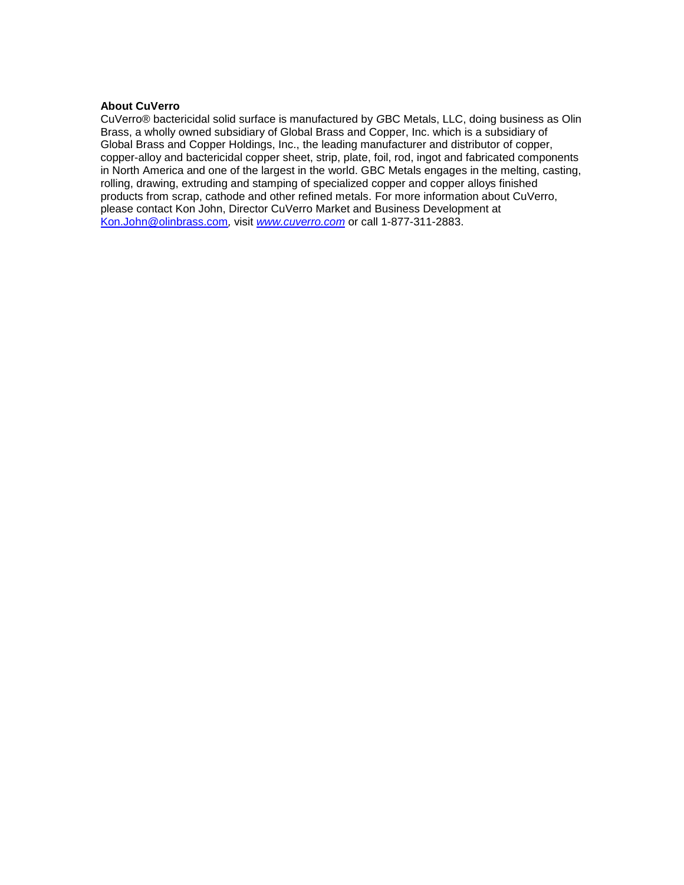**About CuVerro**

CuVerro® bactericidal solid surface is manufactured by GBC Metals, LLC, doing business as Olin Brass, a wholly owned subsidiary of Global Brass and Copper, Inc. which is a subsidiary of Global Brass and Copper Holdings, Inc., the leading manufacturer and distributor of copper, copper-alloy and bactericidal copper sheet, strip, plate, foil, rod, ingot and fabricated components in North America and one of the largest in the world. GBC Metals engages in the melting, casting, rolling, drawing, extruding and stamping of specialized copper and copper alloys finished products from scrap, cathode and other refined metals. For more information about CuVerro, please contact Kon John, Director CuVerro Market and Business Development at Kon.John@olinbrass.com, visit *www.cuverro.com* or call 1-877-311-2883.